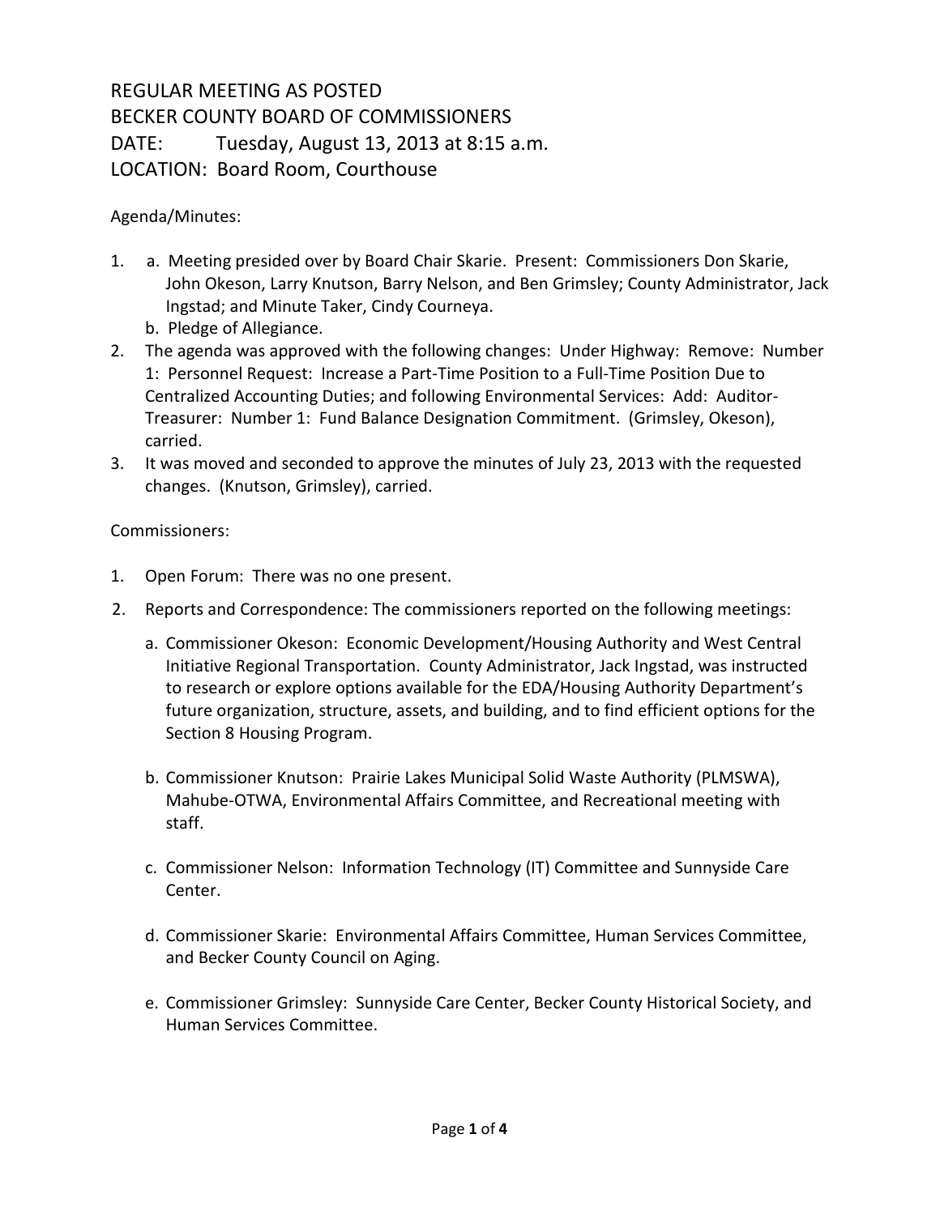REGULAR MEETING AS POSTED
BECKER COUNTY BOARD OF COMMISSIONERS
DATE: Tuesday, August 13, 2013 at 8:15 a.m.
LOCATION: Board Room, Courthouse

Agenda/Minutes:

1. a. Meeting presided over by Board Chair Skarie. Present: Commissioners Don Skarie, John Okeson, Larry Knutson, Barry Nelson, and Ben Grimsley; County Administrator, Jack Ingstad; and Minute Taker, Cindy Courneya.
   b. Pledge of Allegiance.
2. The agenda was approved with the following changes: Under Highway: Remove: Number 1: Personnel Request: Increase a Part-Time Position to a Full-Time Position Due to Centralized Accounting Duties; and following Environmental Services: Add: Auditor-Treasurer: Number 1: Fund Balance Designation Commitment. (Grimsley, Okeson), carried.
3. It was moved and seconded to approve the minutes of July 23, 2013 with the requested changes. (Knutson, Grimsley), carried.

Commissioners:

1. Open Forum: There was no one present.
2. Reports and Correspondence: The commissioners reported on the following meetings:
   a. Commissioner Okeson: Economic Development/Housing Authority and West Central Initiative Regional Transportation. County Administrator, Jack Ingstad, was instructed to research or explore options available for the EDA/Housing Authority Department's future organization, structure, assets, and building, and to find efficient options for the Section 8 Housing Program.

   b. Commissioner Knutson: Prairie Lakes Municipal Solid Waste Authority (PLMSWA), Mahube-OTWA, Environmental Affairs Committee, and Recreational meeting with staff.

   c. Commissioner Nelson: Information Technology (IT) Committee and Sunnyside Care Center.

   d. Commissioner Skarie: Environmental Affairs Committee, Human Services Committee, and Becker County Council on Aging.

   e. Commissioner Grimsley: Sunnyside Care Center, Becker County Historical Society, and Human Services Committee.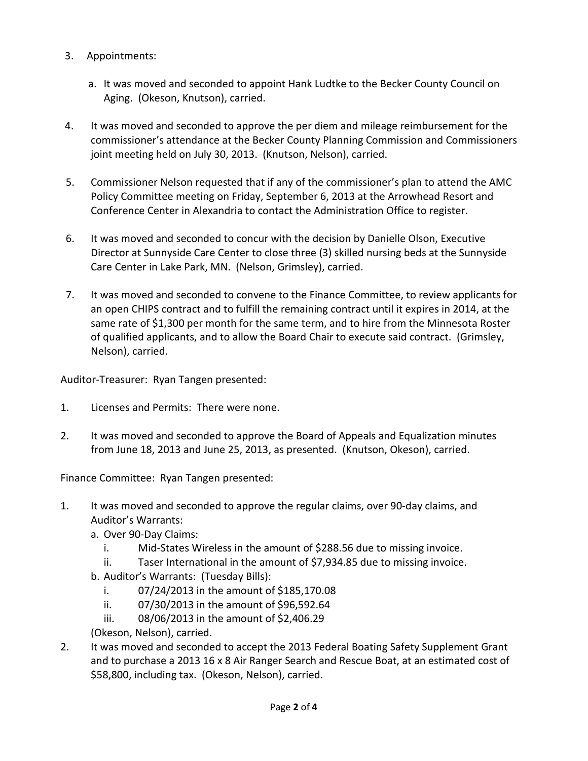3. Appointments:

   a. It was moved and seconded to appoint Hank Ludtke to the Becker County Council on Aging. (Okeson, Knutson), carried.

4. It was moved and seconded to approve the per diem and mileage reimbursement for the commissioner's attendance at the Becker County Planning Commission and Commissioners joint meeting held on July 30, 2013. (Knutson, Nelson), carried.

5. Commissioner Nelson requested that if any of the commissioner's plan to attend the AMC Policy Committee meeting on Friday, September 6, 2013 at the Arrowhead Resort and Conference Center in Alexandria to contact the Administration Office to register.

6. It was moved and seconded to concur with the decision by Danielle Olson, Executive Director at Sunnyside Care Center to close three (3) skilled nursing beds at the Sunnyside Care Center in Lake Park, MN. (Nelson, Grimsley), carried.

7. It was moved and seconded to convene to the Finance Committee, to review applicants for an open CHIPS contract and to fulfill the remaining contract until it expires in 2014, at the same rate of $1,300 per month for the same term, and to hire from the Minnesota Roster of qualified applicants, and to allow the Board Chair to execute said contract. (Grimsley, Nelson), carried.

Auditor-Treasurer: Ryan Tangen presented:

1. Licenses and Permits: There were none.

2. It was moved and seconded to approve the Board of Appeals and Equalization minutes from June 18, 2013 and June 25, 2013, as presented. (Knutson, Okeson), carried.

Finance Committee: Ryan Tangen presented:

1. It was moved and seconded to approve the regular claims, over 90-day claims, and Auditor's Warrants:
   a. Over 90-Day Claims:
      i. Mid-States Wireless in the amount of $288.56 due to missing invoice.
      ii. Taser International in the amount of $7,934.85 due to missing invoice.
   b. Auditor's Warrants: (Tuesday Bills):
      i. 07/24/2013 in the amount of $185,170.08
      ii. 07/30/2013 in the amount of $96,592.64
      iii. 08/06/2013 in the amount of $2,406.29

   (Okeson, Nelson), carried.
2. It was moved and seconded to accept the 2013 Federal Boating Safety Supplement Grant and to purchase a 2013 16 x 8 Air Ranger Search and Rescue Boat, at an estimated cost of $58,800, including tax. (Okeson, Nelson), carried.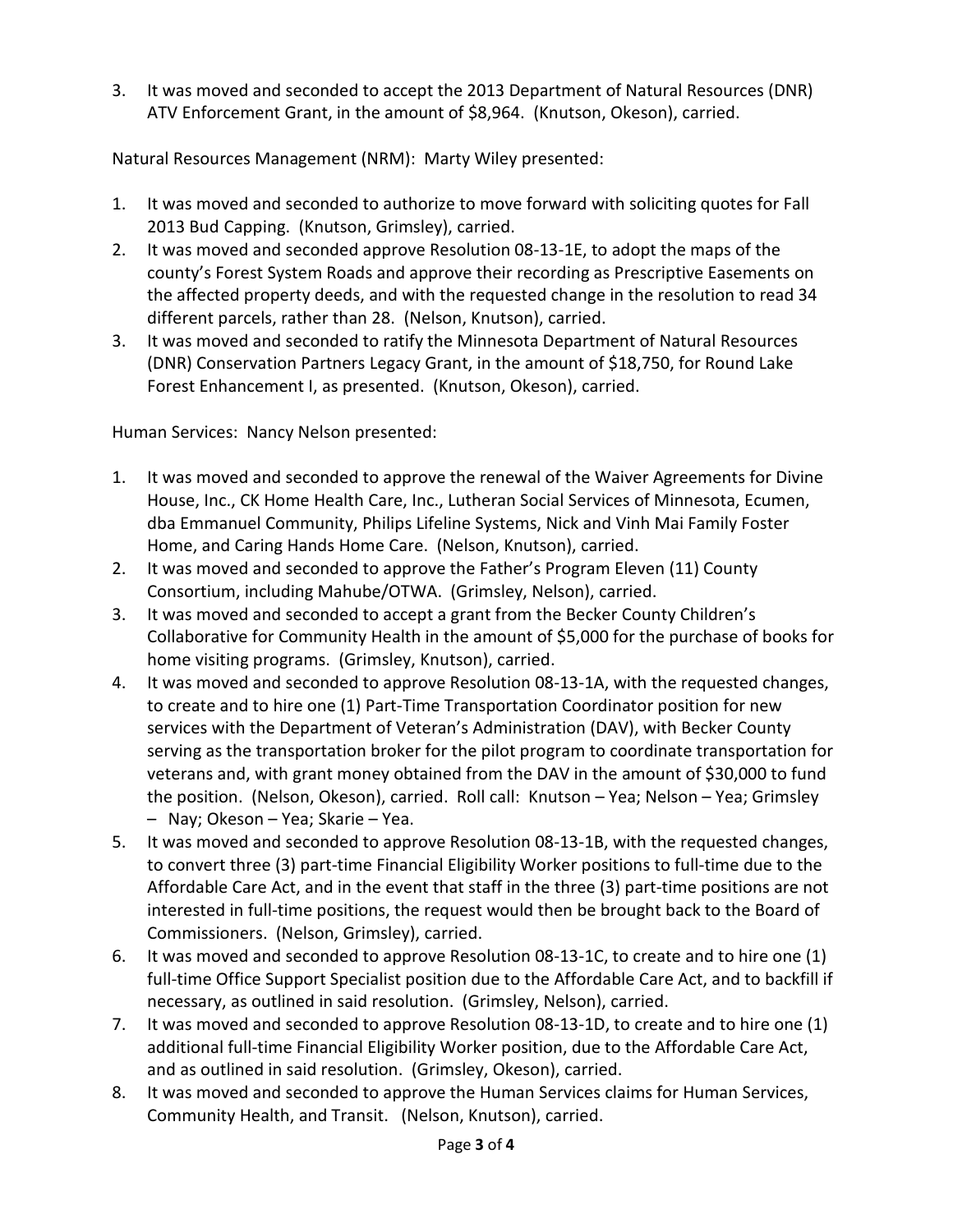3. It was moved and seconded to accept the 2013 Department of Natural Resources (DNR) ATV Enforcement Grant, in the amount of $8,964. (Knutson, Okeson), carried.

Natural Resources Management (NRM): Marty Wiley presented:

1. It was moved and seconded to authorize to move forward with soliciting quotes for Fall 2013 Bud Capping. (Knutson, Grimsley), carried.
2. It was moved and seconded approve Resolution 08-13-1E, to adopt the maps of the county's Forest System Roads and approve their recording as Prescriptive Easements on the affected property deeds, and with the requested change in the resolution to read 34 different parcels, rather than 28. (Nelson, Knutson), carried.
3. It was moved and seconded to ratify the Minnesota Department of Natural Resources (DNR) Conservation Partners Legacy Grant, in the amount of $18,750, for Round Lake Forest Enhancement I, as presented. (Knutson, Okeson), carried.

Human Services: Nancy Nelson presented:

1. It was moved and seconded to approve the renewal of the Waiver Agreements for Divine House, Inc., CK Home Health Care, Inc., Lutheran Social Services of Minnesota, Ecumen, dba Emmanuel Community, Philips Lifeline Systems, Nick and Vinh Mai Family Foster Home, and Caring Hands Home Care. (Nelson, Knutson), carried.
2. It was moved and seconded to approve the Father's Program Eleven (11) County Consortium, including Mahube/OTWA. (Grimsley, Nelson), carried.
3. It was moved and seconded to accept a grant from the Becker County Children's Collaborative for Community Health in the amount of $5,000 for the purchase of books for home visiting programs. (Grimsley, Knutson), carried.
4. It was moved and seconded to approve Resolution 08-13-1A, with the requested changes, to create and to hire one (1) Part-Time Transportation Coordinator position for new services with the Department of Veteran's Administration (DAV), with Becker County serving as the transportation broker for the pilot program to coordinate transportation for veterans and, with grant money obtained from the DAV in the amount of $30,000 to fund the position. (Nelson, Okeson), carried. Roll call: Knutson – Yea; Nelson – Yea; Grimsley – Nay; Okeson – Yea; Skarie – Yea.
5. It was moved and seconded to approve Resolution 08-13-1B, with the requested changes, to convert three (3) part-time Financial Eligibility Worker positions to full-time due to the Affordable Care Act, and in the event that staff in the three (3) part-time positions are not interested in full-time positions, the request would then be brought back to the Board of Commissioners. (Nelson, Grimsley), carried.
6. It was moved and seconded to approve Resolution 08-13-1C, to create and to hire one (1) full-time Office Support Specialist position due to the Affordable Care Act, and to backfill if necessary, as outlined in said resolution. (Grimsley, Nelson), carried.
7. It was moved and seconded to approve Resolution 08-13-1D, to create and to hire one (1) additional full-time Financial Eligibility Worker position, due to the Affordable Care Act, and as outlined in said resolution. (Grimsley, Okeson), carried.
8. It was moved and seconded to approve the Human Services claims for Human Services, Community Health, and Transit. (Nelson, Knutson), carried.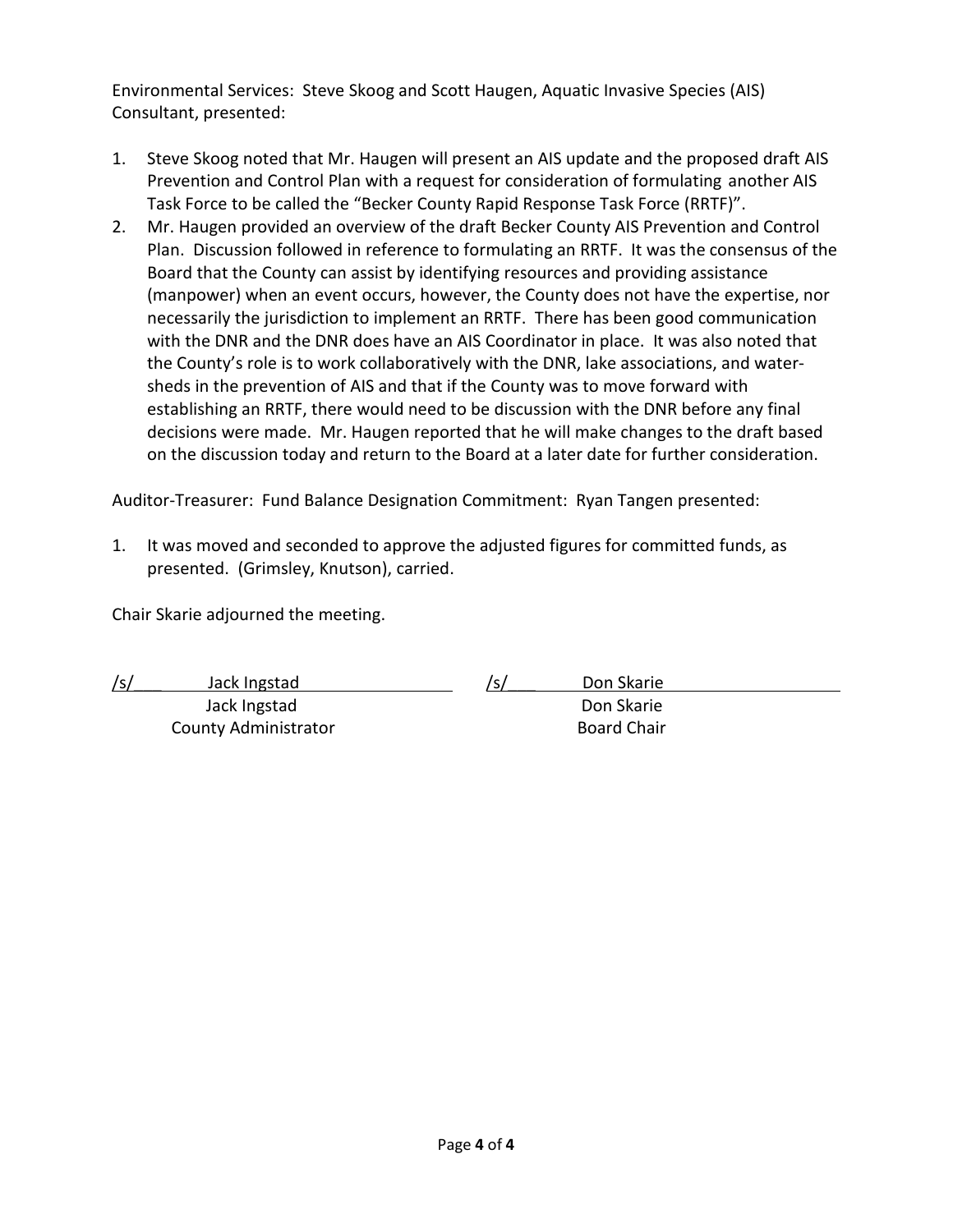Environmental Services: Steve Skoog and Scott Haugen, Aquatic Invasive Species (AIS) Consultant, presented:

1. Steve Skoog noted that Mr. Haugen will present an AIS update and the proposed draft AIS Prevention and Control Plan with a request for consideration of formulating another AIS Task Force to be called the "Becker County Rapid Response Task Force (RRTF)".
2. Mr. Haugen provided an overview of the draft Becker County AIS Prevention and Control Plan. Discussion followed in reference to formulating an RRTF. It was the consensus of the Board that the County can assist by identifying resources and providing assistance (manpower) when an event occurs, however, the County does not have the expertise, nor necessarily the jurisdiction to implement an RRTF. There has been good communication with the DNR and the DNR does have an AIS Coordinator in place. It was also noted that the County's role is to work collaboratively with the DNR, lake associations, and water-sheds in the prevention of AIS and that if the County was to move forward with establishing an RRTF, there would need to be discussion with the DNR before any final decisions were made. Mr. Haugen reported that he will make changes to the draft based on the discussion today and return to the Board at a later date for further consideration.

Auditor-Treasurer: Fund Balance Designation Commitment: Ryan Tangen presented:

1. It was moved and seconded to approve the adjusted figures for committed funds, as presented. (Grimsley, Knutson), carried.

Chair Skarie adjourned the meeting.

/s/___ Jack Ingstad
Jack Ingstad
County Administrator

/s/___ Don Skarie
Don Skarie
Board Chair